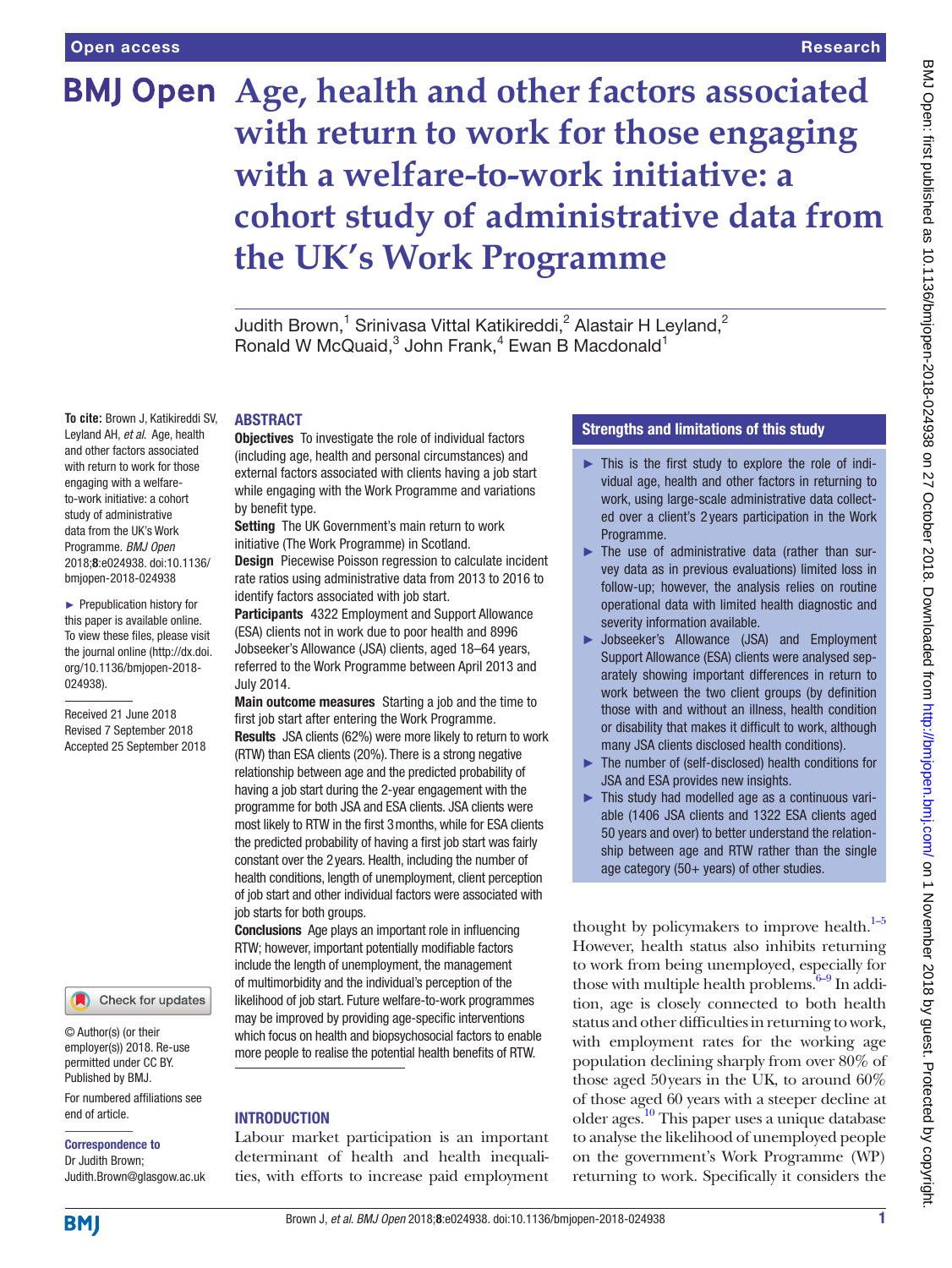# Age, health and other factors associated with return to work for those engaging with a welfare-to-work initiative: a cohort study of administrative data from the UK's Work Programme

Judith Brown,[1] Srinivasa Vittal Katikireddi,[2] Alastair H Leyland,[2] Ronald W McQuaid,[3] John Frank,[4] Ewan B Macdonald[1]

**To cite:** Brown J, Katikireddi SV, Leyland AH, *et al*. Age, health and other factors associated with return to work for those engaging with a welfare-to-work initiative: a cohort study of administrative data from the UK's Work Programme. *BMJ Open* 2018;**8**:e024938. doi:10.1136/bmjopen-2018-024938

► Prepublication history for this paper is available online. To view these files, please visit the journal online (http://dx.doi.org/10.1136/bmjopen-2018-024938).

Received 21 June 2018
Revised 7 September 2018
Accepted 25 September 2018

© Author(s) (or their employer(s)) 2018. Re-use permitted under CC BY. Published by BMJ.

For numbered affiliations see end of article.

**Correspondence to**
Dr Judith Brown;
Judith.Brown@glasgow.ac.uk

## ABSTRACT

**Objectives** To investigate the role of individual factors (including age, health and personal circumstances) and external factors associated with clients having a job start while engaging with the Work Programme and variations by benefit type.

**Setting** The UK Government's main return to work initiative (The Work Programme) in Scotland.

**Design** Piecewise Poisson regression to calculate incident rate ratios using administrative data from 2013 to 2016 to identify factors associated with job start.

**Participants** 4322 Employment and Support Allowance (ESA) clients not in work due to poor health and 8996 Jobseeker's Allowance (JSA) clients, aged 18–64 years, referred to the Work Programme between April 2013 and July 2014.

**Main outcome measures** Starting a job and the time to first job start after entering the Work Programme.

**Results** JSA clients (62%) were more likely to return to work (RTW) than ESA clients (20%). There is a strong negative relationship between age and the predicted probability of having a job start during the 2-year engagement with the programme for both JSA and ESA clients. JSA clients were most likely to RTW in the first 3 months, while for ESA clients the predicted probability of having a first job start was fairly constant over the 2 years. Health, including the number of health conditions, length of unemployment, client perception of job start and other individual factors were associated with job starts for both groups.

**Conclusions** Age plays an important role in influencing RTW; however, important potentially modifiable factors include the length of unemployment, the management of multimorbidity and the individual's perception of the likelihood of job start. Future welfare-to-work programmes may be improved by providing age-specific interventions which focus on health and biopsychosocial factors to enable more people to realise the potential health benefits of RTW.

## Strengths and limitations of this study

- ► This is the first study to explore the role of individual age, health and other factors in returning to work, using large-scale administrative data collected over a client's 2 years participation in the Work Programme.
- ► The use of administrative data (rather than survey data as in previous evaluations) limited loss in follow-up; however, the analysis relies on routine operational data with limited health diagnostic and severity information available.
- ► Jobseeker's Allowance (JSA) and Employment Support Allowance (ESA) clients were analysed separately showing important differences in return to work between the two client groups (by definition those with and without an illness, health condition or disability that makes it difficult to work, although many JSA clients disclosed health conditions).
- ► The number of (self-disclosed) health conditions for JSA and ESA provides new insights.
- ► This study had modelled age as a continuous variable (1406 JSA clients and 1322 ESA clients aged 50 years and over) to better understand the relationship between age and RTW rather than the single age category (50+ years) of other studies.

## INTRODUCTION

Labour market participation is an important determinant of health and health inequalities, with efforts to increase paid employment thought by policymakers to improve health.[1–5] However, health status also inhibits returning to work from being unemployed, especially for those with multiple health problems.[6–9] In addition, age is closely connected to both health status and other difficulties in returning to work, with employment rates for the working age population declining sharply from over 80% of those aged 50 years in the UK, to around 60% of those aged 60 years with a steeper decline at older ages.[10] This paper uses a unique database to analyse the likelihood of unemployed people on the government's Work Programme (WP) returning to work. Specifically it considers the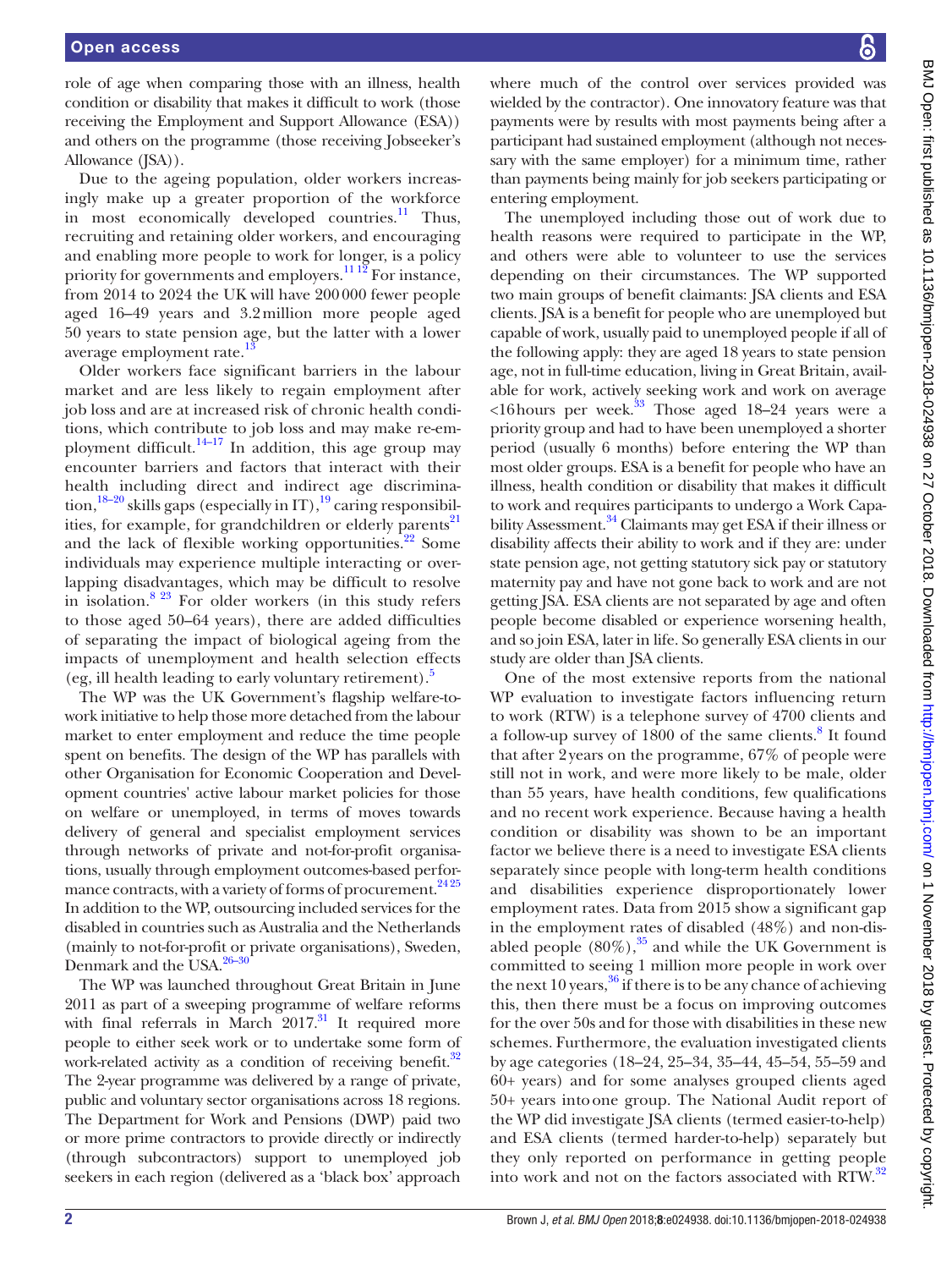role of age when comparing those with an illness, health condition or disability that makes it difficult to work (those receiving the Employment and Support Allowance (ESA)) and others on the programme (those receiving Jobseeker's Allowance (JSA)).

Due to the ageing population, older workers increasingly make up a greater proportion of the workforce in most economically developed countries.[11] Thus, recruiting and retaining older workers, and encouraging and enabling more people to work for longer, is a policy priority for governments and employers.[11 12] For instance, from 2014 to 2024 the UK will have 200 000 fewer people aged 16–49 years and 3.2 million more people aged 50 years to state pension age, but the latter with a lower average employment rate.[13]

Older workers face significant barriers in the labour market and are less likely to regain employment after job loss and are at increased risk of chronic health conditions, which contribute to job loss and may make re-employment difficult.[14–17] In addition, this age group may encounter barriers and factors that interact with their health including direct and indirect age discrimination,[18–20] skills gaps (especially in IT),[19] caring responsibilities, for example, for grandchildren or elderly parents[21] and the lack of flexible working opportunities.[22] Some individuals may experience multiple interacting or overlapping disadvantages, which may be difficult to resolve in isolation.[8 23] For older workers (in this study refers to those aged 50–64 years), there are added difficulties of separating the impact of biological ageing from the impacts of unemployment and health selection effects (eg, ill health leading to early voluntary retirement).[5]

The WP was the UK Government's flagship welfare-to-work initiative to help those more detached from the labour market to enter employment and reduce the time people spent on benefits. The design of the WP has parallels with other Organisation for Economic Cooperation and Development countries' active labour market policies for those on welfare or unemployed, in terms of moves towards delivery of general and specialist employment services through networks of private and not-for-profit organisations, usually through employment outcomes-based performance contracts, with a variety of forms of procurement.[24 25] In addition to the WP, outsourcing included services for the disabled in countries such as Australia and the Netherlands (mainly to not-for-profit or private organisations), Sweden, Denmark and the USA.[26–30]

The WP was launched throughout Great Britain in June 2011 as part of a sweeping programme of welfare reforms with final referrals in March 2017.[31] It required more people to either seek work or to undertake some form of work-related activity as a condition of receiving benefit.[32] The 2-year programme was delivered by a range of private, public and voluntary sector organisations across 18 regions. The Department for Work and Pensions (DWP) paid two or more prime contractors to provide directly or indirectly (through subcontractors) support to unemployed job seekers in each region (delivered as a 'black box' approach where much of the control over services provided was wielded by the contractor). One innovatory feature was that payments were by results with most payments being after a participant had sustained employment (although not necessary with the same employer) for a minimum time, rather than payments being mainly for job seekers participating or entering employment.

The unemployed including those out of work due to health reasons were required to participate in the WP, and others were able to volunteer to use the services depending on their circumstances. The WP supported two main groups of benefit claimants: JSA clients and ESA clients. JSA is a benefit for people who are unemployed but capable of work, usually paid to unemployed people if all of the following apply: they are aged 18 years to state pension age, not in full-time education, living in Great Britain, available for work, actively seeking work and work on average <16 hours per week.[33] Those aged 18–24 years were a priority group and had to have been unemployed a shorter period (usually 6 months) before entering the WP than most older groups. ESA is a benefit for people who have an illness, health condition or disability that makes it difficult to work and requires participants to undergo a Work Capability Assessment.[34] Claimants may get ESA if their illness or disability affects their ability to work and if they are: under state pension age, not getting statutory sick pay or statutory maternity pay and have not gone back to work and are not getting JSA. ESA clients are not separated by age and often people become disabled or experience worsening health, and so join ESA, later in life. So generally ESA clients in our study are older than JSA clients.

One of the most extensive reports from the national WP evaluation to investigate factors influencing return to work (RTW) is a telephone survey of 4700 clients and a follow-up survey of 1800 of the same clients.[8] It found that after 2 years on the programme, 67% of people were still not in work, and were more likely to be male, older than 55 years, have health conditions, few qualifications and no recent work experience. Because having a health condition or disability was shown to be an important factor we believe there is a need to investigate ESA clients separately since people with long-term health conditions and disabilities experience disproportionately lower employment rates. Data from 2015 show a significant gap in the employment rates of disabled (48%) and non-disabled people (80%),[35] and while the UK Government is committed to seeing 1 million more people in work over the next 10 years,[36] if there is to be any chance of achieving this, then there must be a focus on improving outcomes for the over 50s and for those with disabilities in these new schemes. Furthermore, the evaluation investigated clients by age categories (18–24, 25–34, 35–44, 45–54, 55–59 and 60+ years) and for some analyses grouped clients aged 50+ years into one group. The National Audit report of the WP did investigate JSA clients (termed easier-to-help) and ESA clients (termed harder-to-help) separately but they only reported on performance in getting people into work and not on the factors associated with RTW.[32]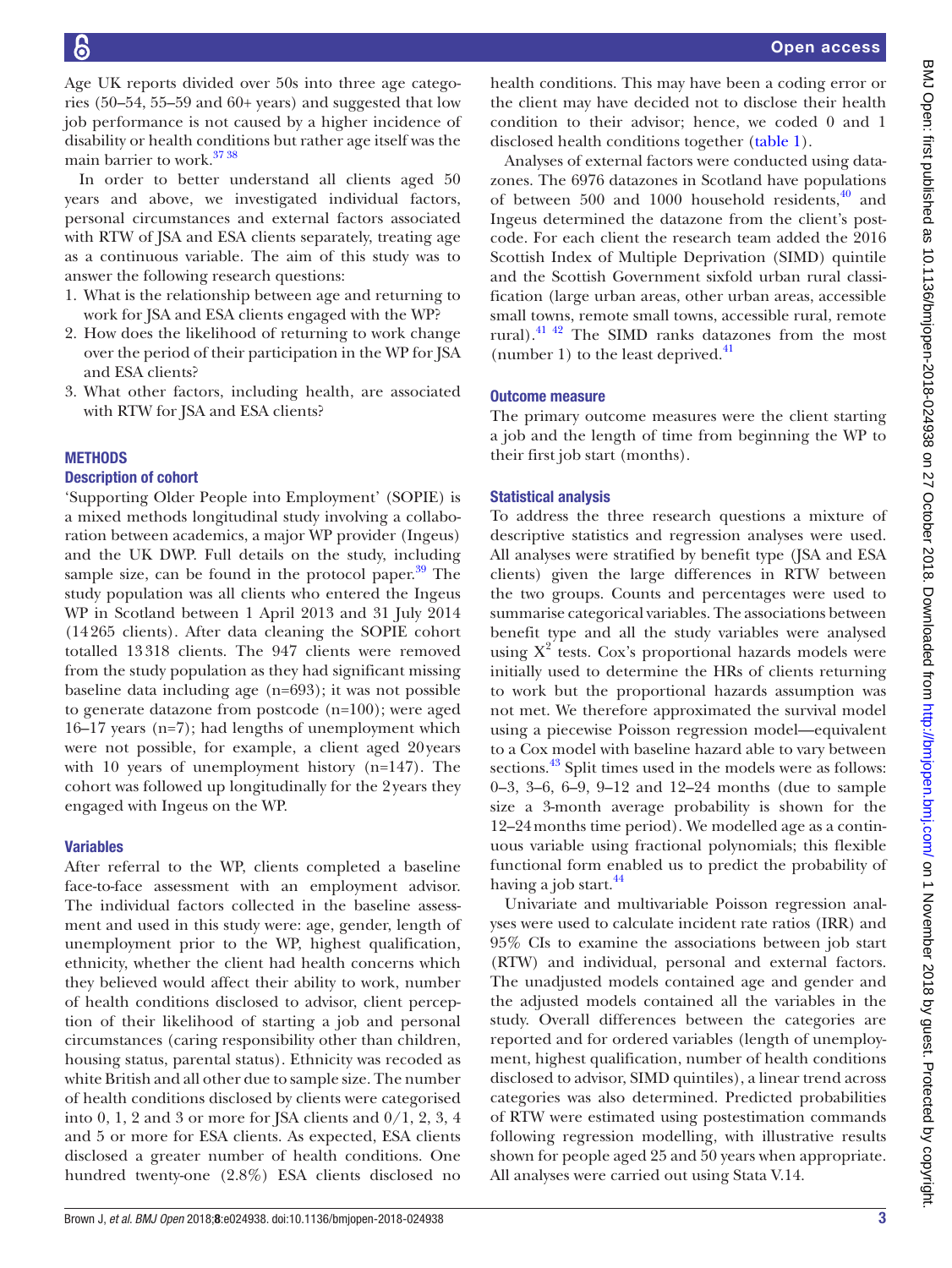Age UK reports divided over 50s into three age categories (50–54, 55–59 and 60+ years) and suggested that low job performance is not caused by a higher incidence of disability or health conditions but rather age itself was the main barrier to work.[37 38]

In order to better understand all clients aged 50 years and above, we investigated individual factors, personal circumstances and external factors associated with RTW of JSA and ESA clients separately, treating age as a continuous variable. The aim of this study was to answer the following research questions:

1. What is the relationship between age and returning to work for JSA and ESA clients engaged with the WP?
2. How does the likelihood of returning to work change over the period of their participation in the WP for JSA and ESA clients?
3. What other factors, including health, are associated with RTW for JSA and ESA clients?

## METHODS

### Description of cohort

'Supporting Older People into Employment' (SOPIE) is a mixed methods longitudinal study involving a collaboration between academics, a major WP provider (Ingeus) and the UK DWP. Full details on the study, including sample size, can be found in the protocol paper.[39] The study population was all clients who entered the Ingeus WP in Scotland between 1 April 2013 and 31 July 2014 (14 265 clients). After data cleaning the SOPIE cohort totalled 13 318 clients. The 947 clients were removed from the study population as they had significant missing baseline data including age (n=693); it was not possible to generate datazone from postcode (n=100); were aged 16–17 years (n=7); had lengths of unemployment which were not possible, for example, a client aged 20 years with 10 years of unemployment history (n=147). The cohort was followed up longitudinally for the 2 years they engaged with Ingeus on the WP.

### Variables

After referral to the WP, clients completed a baseline face-to-face assessment with an employment advisor. The individual factors collected in the baseline assessment and used in this study were: age, gender, length of unemployment prior to the WP, highest qualification, ethnicity, whether the client had health concerns which they believed would affect their ability to work, number of health conditions disclosed to advisor, client perception of their likelihood of starting a job and personal circumstances (caring responsibility other than children, housing status, parental status). Ethnicity was recoded as white British and all other due to sample size. The number of health conditions disclosed by clients were categorised into 0, 1, 2 and 3 or more for JSA clients and 0/1, 2, 3, 4 and 5 or more for ESA clients. As expected, ESA clients disclosed a greater number of health conditions. One hundred twenty-one (2.8%) ESA clients disclosed no health conditions. This may have been a coding error or the client may have decided not to disclose their health condition to their advisor; hence, we coded 0 and 1 disclosed health conditions together (table 1).

Analyses of external factors were conducted using datazones. The 6976 datazones in Scotland have populations of between 500 and 1000 household residents,[40] and Ingeus determined the datazone from the client's postcode. For each client the research team added the 2016 Scottish Index of Multiple Deprivation (SIMD) quintile and the Scottish Government sixfold urban rural classification (large urban areas, other urban areas, accessible small towns, remote small towns, accessible rural, remote rural).[41 42] The SIMD ranks datazones from the most (number 1) to the least deprived.[41]

### Outcome measure

The primary outcome measures were the client starting a job and the length of time from beginning the WP to their first job start (months).

### Statistical analysis

To address the three research questions a mixture of descriptive statistics and regression analyses were used. All analyses were stratified by benefit type (JSA and ESA clients) given the large differences in RTW between the two groups. Counts and percentages were used to summarise categorical variables. The associations between benefit type and all the study variables were analysed using $X^2$ tests. Cox's proportional hazards models were initially used to determine the HRs of clients returning to work but the proportional hazards assumption was not met. We therefore approximated the survival model using a piecewise Poisson regression model—equivalent to a Cox model with baseline hazard able to vary between sections.[43] Split times used in the models were as follows: 0–3, 3–6, 6–9, 9–12 and 12–24 months (due to sample size a 3-month average probability is shown for the 12–24 months time period). We modelled age as a continuous variable using fractional polynomials; this flexible functional form enabled us to predict the probability of having a job start.[44]

Univariate and multivariable Poisson regression analyses were used to calculate incident rate ratios (IRR) and 95% CIs to examine the associations between job start (RTW) and individual, personal and external factors. The unadjusted models contained age and gender and the adjusted models contained all the variables in the study. Overall differences between the categories are reported and for ordered variables (length of unemployment, highest qualification, number of health conditions disclosed to advisor, SIMD quintiles), a linear trend across categories was also determined. Predicted probabilities of RTW were estimated using postestimation commands following regression modelling, with illustrative results shown for people aged 25 and 50 years when appropriate. All analyses were carried out using Stata V.14.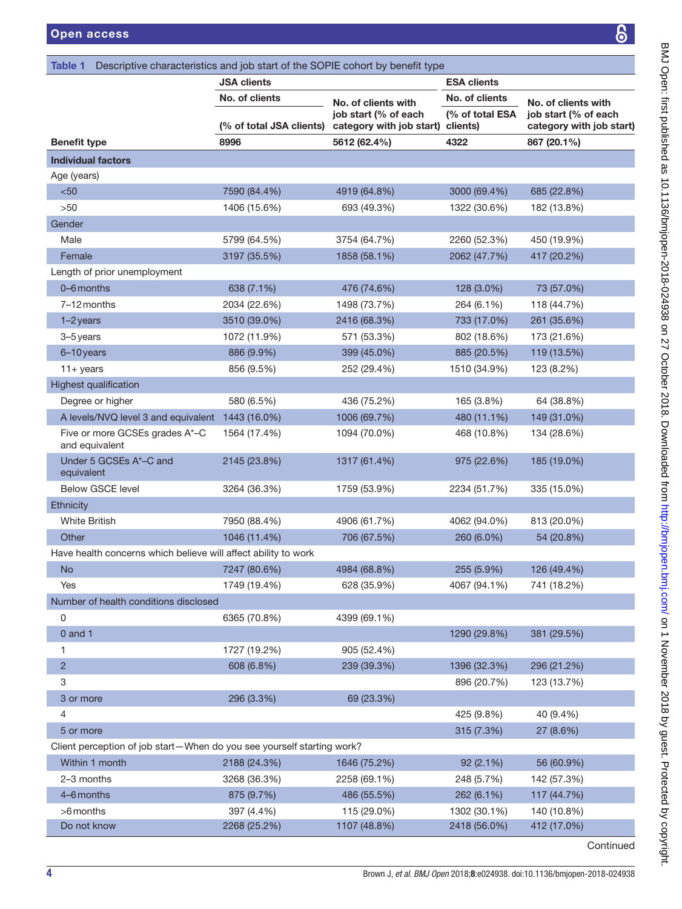**Table 1** Descriptive characteristics and job start of the SOPIE cohort by benefit type

| | JSA clients | | ESA clients | |
|---|---|---|---|---|
| | No. of clients (% of total JSA clients) | No. of clients with job start (% of each category with job start) | No. of clients (% of total ESA clients) | No. of clients with job start (% of each category with job start) |
| **Benefit type** | **8996** | **5612 (62.4%)** | **4322** | **867 (20.1%)** |
| **Individual factors** | | | | |
| Age (years) | | | | |
| <50 | 7590 (84.4%) | 4919 (64.8%) | 3000 (69.4%) | 685 (22.8%) |
| >50 | 1406 (15.6%) | 693 (49.3%) | 1322 (30.6%) | 182 (13.8%) |
| Gender | | | | |
| Male | 5799 (64.5%) | 3754 (64.7%) | 2260 (52.3%) | 450 (19.9%) |
| Female | 3197 (35.5%) | 1858 (58.1%) | 2062 (47.7%) | 417 (20.2%) |
| Length of prior unemployment | | | | |
| 0–6 months | 638 (7.1%) | 476 (74.6%) | 128 (3.0%) | 73 (57.0%) |
| 7–12 months | 2034 (22.6%) | 1498 (73.7%) | 264 (6.1%) | 118 (44.7%) |
| 1–2 years | 3510 (39.0%) | 2416 (68.3%) | 733 (17.0%) | 261 (35.6%) |
| 3–5 years | 1072 (11.9%) | 571 (53.3%) | 802 (18.6%) | 173 (21.6%) |
| 6–10 years | 886 (9.9%) | 399 (45.0%) | 885 (20.5%) | 119 (13.5%) |
| 11+ years | 856 (9.5%) | 252 (29.4%) | 1510 (34.9%) | 123 (8.2%) |
| Highest qualification | | | | |
| Degree or higher | 580 (6.5%) | 436 (75.2%) | 165 (3.8%) | 64 (38.8%) |
| A levels/NVQ level 3 and equivalent | 1443 (16.0%) | 1006 (69.7%) | 480 (11.1%) | 149 (31.0%) |
| Five or more GCSEs grades A*–C and equivalent | 1564 (17.4%) | 1094 (70.0%) | 468 (10.8%) | 134 (28.6%) |
| Under 5 GCSEs A*–C and equivalent | 2145 (23.8%) | 1317 (61.4%) | 975 (22.6%) | 185 (19.0%) |
| Below GSCE level | 3264 (36.3%) | 1759 (53.9%) | 2234 (51.7%) | 335 (15.0%) |
| Ethnicity | | | | |
| White British | 7950 (88.4%) | 4906 (61.7%) | 4062 (94.0%) | 813 (20.0%) |
| Other | 1046 (11.4%) | 706 (67.5%) | 260 (6.0%) | 54 (20.8%) |
| Have health concerns which believe will affect ability to work | | | | |
| No | 7247 (80.6%) | 4984 (68.8%) | 255 (5.9%) | 126 (49.4%) |
| Yes | 1749 (19.4%) | 628 (35.9%) | 4067 (94.1%) | 741 (18.2%) |
| Number of health conditions disclosed | | | | |
| 0 | 6365 (70.8%) | 4399 (69.1%) | | |
| 0 and 1 | | | 1290 (29.8%) | 381 (29.5%) |
| 1 | 1727 (19.2%) | 905 (52.4%) | | |
| 2 | 608 (6.8%) | 239 (39.3%) | 1396 (32.3%) | 296 (21.2%) |
| 3 | | | 896 (20.7%) | 123 (13.7%) |
| 3 or more | 296 (3.3%) | 69 (23.3%) | | |
| 4 | | | 425 (9.8%) | 40 (9.4%) |
| 5 or more | | | 315 (7.3%) | 27 (8.6%) |
| Client perception of job start—When do you see yourself starting work? | | | | |
| Within 1 month | 2188 (24.3%) | 1646 (75.2%) | 92 (2.1%) | 56 (60.9%) |
| 2–3 months | 3268 (36.3%) | 2258 (69.1%) | 248 (5.7%) | 142 (57.3%) |
| 4–6 months | 875 (9.7%) | 486 (55.5%) | 262 (6.1%) | 117 (44.7%) |
| >6 months | 397 (4.4%) | 115 (29.0%) | 1302 (30.1%) | 140 (10.8%) |
| Do not know | 2268 (25.2%) | 1107 (48.8%) | 2418 (56.0%) | 412 (17.0%) |

Continued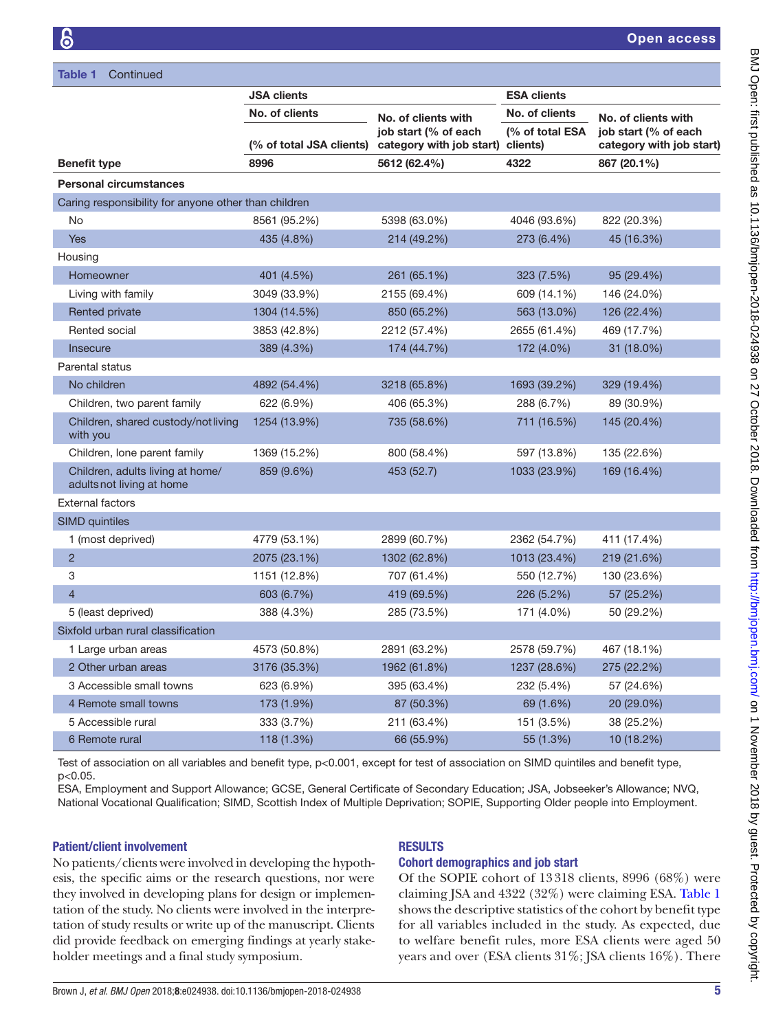**Table 1** Continued

| | JSA clients | | ESA clients | |
|---|---|---|---|---|
| | No. of clients (% of total JSA clients) | No. of clients with job start (% of each category with job start) | No. of clients (% of total ESA clients) | No. of clients with job start (% of each category with job start) |
| **Benefit type** | **8996** | **5612 (62.4%)** | **4322** | **867 (20.1%)** |
| **Personal circumstances** | | | | |
| Caring responsibility for anyone other than children | | | | |
| No | 8561 (95.2%) | 5398 (63.0%) | 4046 (93.6%) | 822 (20.3%) |
| Yes | 435 (4.8%) | 214 (49.2%) | 273 (6.4%) | 45 (16.3%) |
| Housing | | | | |
| Homeowner | 401 (4.5%) | 261 (65.1%) | 323 (7.5%) | 95 (29.4%) |
| Living with family | 3049 (33.9%) | 2155 (69.4%) | 609 (14.1%) | 146 (24.0%) |
| Rented private | 1304 (14.5%) | 850 (65.2%) | 563 (13.0%) | 126 (22.4%) |
| Rented social | 3853 (42.8%) | 2212 (57.4%) | 2655 (61.4%) | 469 (17.7%) |
| Insecure | 389 (4.3%) | 174 (44.7%) | 172 (4.0%) | 31 (18.0%) |
| Parental status | | | | |
| No children | 4892 (54.4%) | 3218 (65.8%) | 1693 (39.2%) | 329 (19.4%) |
| Children, two parent family | 622 (6.9%) | 406 (65.3%) | 288 (6.7%) | 89 (30.9%) |
| Children, shared custody/not living with you | 1254 (13.9%) | 735 (58.6%) | 711 (16.5%) | 145 (20.4%) |
| Children, lone parent family | 1369 (15.2%) | 800 (58.4%) | 597 (13.8%) | 135 (22.6%) |
| Children, adults living at home/ adults not living at home | 859 (9.6%) | 453 (52.7) | 1033 (23.9%) | 169 (16.4%) |
| External factors | | | | |
| SIMD quintiles | | | | |
| 1 (most deprived) | 4779 (53.1%) | 2899 (60.7%) | 2362 (54.7%) | 411 (17.4%) |
| 2 | 2075 (23.1%) | 1302 (62.8%) | 1013 (23.4%) | 219 (21.6%) |
| 3 | 1151 (12.8%) | 707 (61.4%) | 550 (12.7%) | 130 (23.6%) |
| 4 | 603 (6.7%) | 419 (69.5%) | 226 (5.2%) | 57 (25.2%) |
| 5 (least deprived) | 388 (4.3%) | 285 (73.5%) | 171 (4.0%) | 50 (29.2%) |
| Sixfold urban rural classification | | | | |
| 1 Large urban areas | 4573 (50.8%) | 2891 (63.2%) | 2578 (59.7%) | 467 (18.1%) |
| 2 Other urban areas | 3176 (35.3%) | 1962 (61.8%) | 1237 (28.6%) | 275 (22.2%) |
| 3 Accessible small towns | 623 (6.9%) | 395 (63.4%) | 232 (5.4%) | 57 (24.6%) |
| 4 Remote small towns | 173 (1.9%) | 87 (50.3%) | 69 (1.6%) | 20 (29.0%) |
| 5 Accessible rural | 333 (3.7%) | 211 (63.4%) | 151 (3.5%) | 38 (25.2%) |
| 6 Remote rural | 118 (1.3%) | 66 (55.9%) | 55 (1.3%) | 10 (18.2%) |

Test of association on all variables and benefit type, $p<0.001$, except for test of association on SIMD quintiles and benefit type, $p<0.05$.

ESA, Employment and Support Allowance; GCSE, General Certificate of Secondary Education; JSA, Jobseeker's Allowance; NVQ, National Vocational Qualification; SIMD, Scottish Index of Multiple Deprivation; SOPIE, Supporting Older people into Employment.

### Patient/client involvement

No patients/clients were involved in developing the hypothesis, the specific aims or the research questions, nor were they involved in developing plans for design or implementation of the study. No clients were involved in the interpretation of study results or write up of the manuscript. Clients did provide feedback on emerging findings at yearly stakeholder meetings and a final study symposium.

## RESULTS

### Cohort demographics and job start

Of the SOPIE cohort of 13318 clients, 8996 (68%) were claiming JSA and 4322 (32%) were claiming ESA. Table 1 shows the descriptive statistics of the cohort by benefit type for all variables included in the study. As expected, due to welfare benefit rules, more ESA clients were aged 50 years and over (ESA clients 31%; JSA clients 16%). There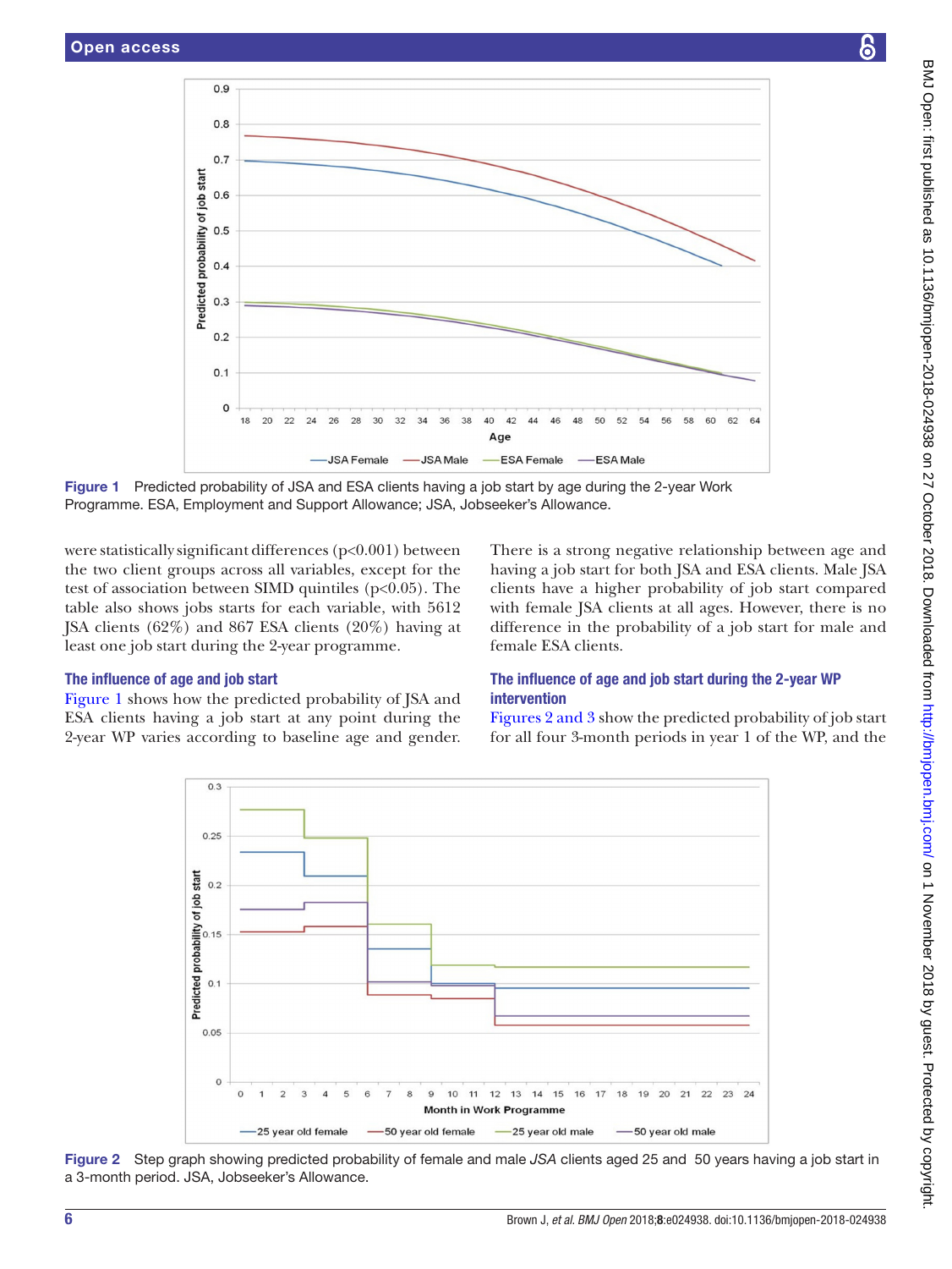Figure 1 Predicted probability of JSA and ESA clients having a job start by age during the 2-year Work Programme. ESA, Employment and Support Allowance; JSA, Jobseeker's Allowance.

were statistically significant differences (p<0.001) between the two client groups across all variables, except for the test of association between SIMD quintiles (p<0.05). The table also shows jobs starts for each variable, with 5612 JSA clients (62%) and 867 ESA clients (20%) having at least one job start during the 2-year programme.

### The influence of age and job start

Figure 1 shows how the predicted probability of JSA and ESA clients having a job start at any point during the 2-year WP varies according to baseline age and gender. There is a strong negative relationship between age and having a job start for both JSA and ESA clients. Male JSA clients have a higher probability of job start compared with female JSA clients at all ages. However, there is no difference in the probability of a job start for male and female ESA clients.

### The influence of age and job start during the 2-year WP intervention

Figures 2 and 3 show the predicted probability of job start for all four 3-month periods in year 1 of the WP, and the

Figure 2 Step graph showing predicted probability of female and male *JSA* clients aged 25 and 50 years having a job start in a 3-month period. JSA, Jobseeker's Allowance.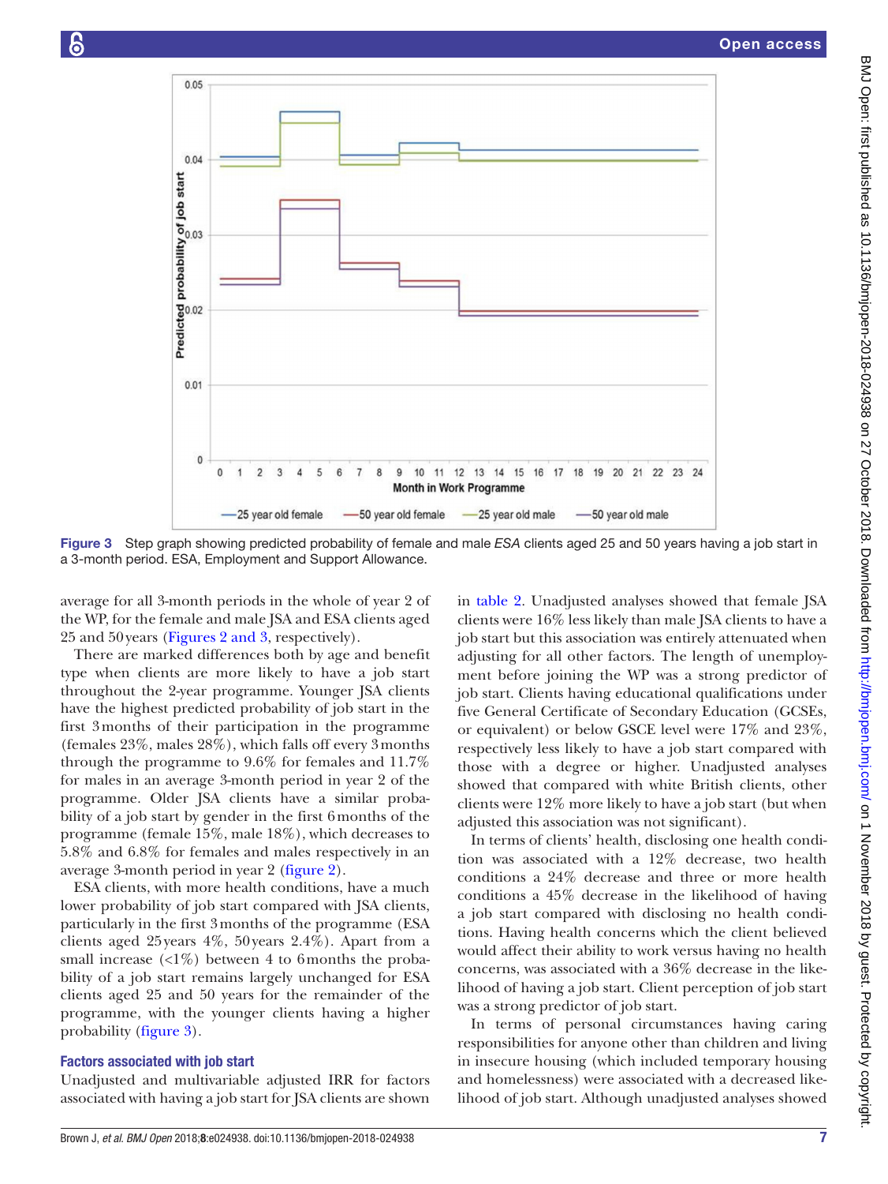Figure 3 Step graph showing predicted probability of female and male *ESA* clients aged 25 and 50 years having a job start in a 3-month period. ESA, Employment and Support Allowance.

average for all 3-month periods in the whole of year 2 of the WP, for the female and male JSA and ESA clients aged 25 and 50 years (Figures 2 and 3, respectively).

There are marked differences both by age and benefit type when clients are more likely to have a job start throughout the 2-year programme. Younger JSA clients have the highest predicted probability of job start in the first 3 months of their participation in the programme (females 23%, males 28%), which falls off every 3 months through the programme to 9.6% for females and 11.7% for males in an average 3-month period in year 2 of the programme. Older JSA clients have a similar probability of a job start by gender in the first 6 months of the programme (female 15%, male 18%), which decreases to 5.8% and 6.8% for females and males respectively in an average 3-month period in year 2 (figure 2).

ESA clients, with more health conditions, have a much lower probability of job start compared with JSA clients, particularly in the first 3 months of the programme (ESA clients aged 25 years 4%, 50 years 2.4%). Apart from a small increase (<1%) between 4 to 6 months the probability of a job start remains largely unchanged for ESA clients aged 25 and 50 years for the remainder of the programme, with the younger clients having a higher probability (figure 3).

### Factors associated with job start

Unadjusted and multivariable adjusted IRR for factors associated with having a job start for JSA clients are shown in table 2. Unadjusted analyses showed that female JSA clients were 16% less likely than male JSA clients to have a job start but this association was entirely attenuated when adjusting for all other factors. The length of unemployment before joining the WP was a strong predictor of job start. Clients having educational qualifications under five General Certificate of Secondary Education (GCSEs, or equivalent) or below GSCE level were 17% and 23%, respectively less likely to have a job start compared with those with a degree or higher. Unadjusted analyses showed that compared with white British clients, other clients were 12% more likely to have a job start (but when adjusted this association was not significant).

In terms of clients' health, disclosing one health condition was associated with a 12% decrease, two health conditions a 24% decrease and three or more health conditions a 45% decrease in the likelihood of having a job start compared with disclosing no health conditions. Having health concerns which the client believed would affect their ability to work versus having no health concerns, was associated with a 36% decrease in the likelihood of having a job start. Client perception of job start was a strong predictor of job start.

In terms of personal circumstances having caring responsibilities for anyone other than children and living in insecure housing (which included temporary housing and homelessness) were associated with a decreased likelihood of job start. Although unadjusted analyses showed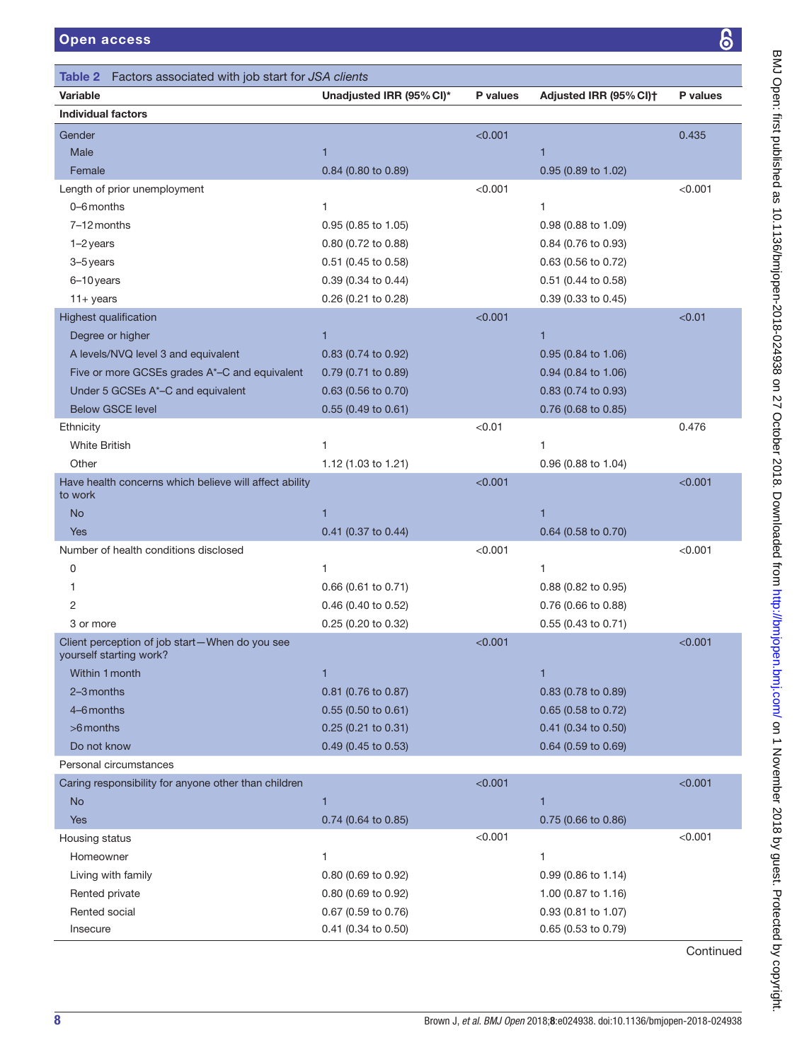**Table 2** Factors associated with job start for *JSA clients*

| Variable | Unadjusted IRR (95% CI)* | P values | Adjusted IRR (95% CI)† | P values |
|---|---|---|---|---|
| **Individual factors** | | | | |
| Gender | | <0.001 | | 0.435 |
| Male | 1 | | 1 | |
| Female | 0.84 (0.80 to 0.89) | | 0.95 (0.89 to 1.02) | |
| Length of prior unemployment | | <0.001 | | <0.001 |
| 0–6 months | 1 | | 1 | |
| 7–12 months | 0.95 (0.85 to 1.05) | | 0.98 (0.88 to 1.09) | |
| 1–2 years | 0.80 (0.72 to 0.88) | | 0.84 (0.76 to 0.93) | |
| 3–5 years | 0.51 (0.45 to 0.58) | | 0.63 (0.56 to 0.72) | |
| 6–10 years | 0.39 (0.34 to 0.44) | | 0.51 (0.44 to 0.58) | |
| 11+ years | 0.26 (0.21 to 0.28) | | 0.39 (0.33 to 0.45) | |
| Highest qualification | | <0.001 | | <0.01 |
| Degree or higher | 1 | | 1 | |
| A levels/NVQ level 3 and equivalent | 0.83 (0.74 to 0.92) | | 0.95 (0.84 to 1.06) | |
| Five or more GCSEs grades A*–C and equivalent | 0.79 (0.71 to 0.89) | | 0.94 (0.84 to 1.06) | |
| Under 5 GCSEs A*–C and equivalent | 0.63 (0.56 to 0.70) | | 0.83 (0.74 to 0.93) | |
| Below GSCE level | 0.55 (0.49 to 0.61) | | 0.76 (0.68 to 0.85) | |
| Ethnicity | | <0.01 | | 0.476 |
| White British | 1 | | 1 | |
| Other | 1.12 (1.03 to 1.21) | | 0.96 (0.88 to 1.04) | |
| Have health concerns which believe will affect ability to work | | <0.001 | | <0.001 |
| No | 1 | | 1 | |
| Yes | 0.41 (0.37 to 0.44) | | 0.64 (0.58 to 0.70) | |
| Number of health conditions disclosed | | <0.001 | | <0.001 |
| 0 | 1 | | 1 | |
| 1 | 0.66 (0.61 to 0.71) | | 0.88 (0.82 to 0.95) | |
| 2 | 0.46 (0.40 to 0.52) | | 0.76 (0.66 to 0.88) | |
| 3 or more | 0.25 (0.20 to 0.32) | | 0.55 (0.43 to 0.71) | |
| Client perception of job start—When do you see yourself starting work? | | <0.001 | | <0.001 |
| Within 1 month | 1 | | 1 | |
| 2–3 months | 0.81 (0.76 to 0.87) | | 0.83 (0.78 to 0.89) | |
| 4–6 months | 0.55 (0.50 to 0.61) | | 0.65 (0.58 to 0.72) | |
| >6 months | 0.25 (0.21 to 0.31) | | 0.41 (0.34 to 0.50) | |
| Do not know | 0.49 (0.45 to 0.53) | | 0.64 (0.59 to 0.69) | |
| Personal circumstances | | | | |
| Caring responsibility for anyone other than children | | <0.001 | | <0.001 |
| No | 1 | | 1 | |
| Yes | 0.74 (0.64 to 0.85) | | 0.75 (0.66 to 0.86) | |
| Housing status | | <0.001 | | <0.001 |
| Homeowner | 1 | | 1 | |
| Living with family | 0.80 (0.69 to 0.92) | | 0.99 (0.86 to 1.14) | |
| Rented private | 0.80 (0.69 to 0.92) | | 1.00 (0.87 to 1.16) | |
| Rented social | 0.67 (0.59 to 0.76) | | 0.93 (0.81 to 1.07) | |
| Insecure | 0.41 (0.34 to 0.50) | | 0.65 (0.53 to 0.79) | |

Continued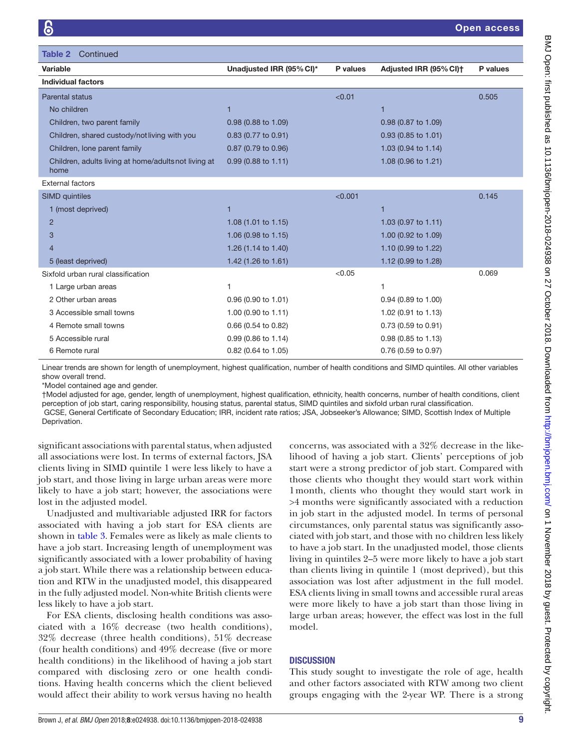**Table 2** Continued

| Variable | Unadjusted IRR (95% CI)* | P values | Adjusted IRR (95% CI)† | P values |
|---|---|---|---|---|
| **Individual factors** | | | | |
| Parental status | | <0.01 | | 0.505 |
| No children | 1 | | 1 | |
| Children, two parent family | 0.98 (0.88 to 1.09) | | 0.98 (0.87 to 1.09) | |
| Children, shared custody/not living with you | 0.83 (0.77 to 0.91) | | 0.93 (0.85 to 1.01) | |
| Children, lone parent family | 0.87 (0.79 to 0.96) | | 1.03 (0.94 to 1.14) | |
| Children, adults living at home/adults not living at home | 0.99 (0.88 to 1.11) | | 1.08 (0.96 to 1.21) | |
| External factors | | | | |
| SIMD quintiles | | <0.001 | | 0.145 |
| 1 (most deprived) | 1 | | 1 | |
| 2 | 1.08 (1.01 to 1.15) | | 1.03 (0.97 to 1.11) | |
| 3 | 1.06 (0.98 to 1.15) | | 1.00 (0.92 to 1.09) | |
| 4 | 1.26 (1.14 to 1.40) | | 1.10 (0.99 to 1.22) | |
| 5 (least deprived) | 1.42 (1.26 to 1.61) | | 1.12 (0.99 to 1.28) | |
| Sixfold urban rural classification | | <0.05 | | 0.069 |
| 1 Large urban areas | 1 | | 1 | |
| 2 Other urban areas | 0.96 (0.90 to 1.01) | | 0.94 (0.89 to 1.00) | |
| 3 Accessible small towns | 1.00 (0.90 to 1.11) | | 1.02 (0.91 to 1.13) | |
| 4 Remote small towns | 0.66 (0.54 to 0.82) | | 0.73 (0.59 to 0.91) | |
| 5 Accessible rural | 0.99 (0.86 to 1.14) | | 0.98 (0.85 to 1.13) | |
| 6 Remote rural | 0.82 (0.64 to 1.05) | | 0.76 (0.59 to 0.97) | |

Linear trends are shown for length of unemployment, highest qualification, number of health conditions and SIMD quintiles. All other variables show overall trend.

*Model contained age and gender.

†Model adjusted for age, gender, length of unemployment, highest qualification, ethnicity, health concerns, number of health conditions, client perception of job start, caring responsibility, housing status, parental status, SIMD quintiles and sixfold urban rural classification.

GCSE, General Certificate of Secondary Education; IRR, incident rate ratios; JSA, Jobseeker's Allowance; SIMD, Scottish Index of Multiple Deprivation.

significant associations with parental status, when adjusted all associations were lost. In terms of external factors, JSA clients living in SIMD quintile 1 were less likely to have a job start, and those living in large urban areas were more likely to have a job start; however, the associations were lost in the adjusted model.

Unadjusted and multivariable adjusted IRR for factors associated with having a job start for ESA clients are shown in table 3. Females were as likely as male clients to have a job start. Increasing length of unemployment was significantly associated with a lower probability of having a job start. While there was a relationship between education and RTW in the unadjusted model, this disappeared in the fully adjusted model. Non-white British clients were less likely to have a job start.

For ESA clients, disclosing health conditions was associated with a 16% decrease (two health conditions), 32% decrease (three health conditions), 51% decrease (four health conditions) and 49% decrease (five or more health conditions) in the likelihood of having a job start compared with disclosing zero or one health conditions. Having health concerns which the client believed would affect their ability to work versus having no health concerns, was associated with a 32% decrease in the likelihood of having a job start. Clients' perceptions of job start were a strong predictor of job start. Compared with those clients who thought they would start work within 1 month, clients who thought they would start work in >4 months were significantly associated with a reduction in job start in the adjusted model. In terms of personal circumstances, only parental status was significantly associated with job start, and those with no children less likely to have a job start. In the unadjusted model, those clients living in quintiles 2–5 were more likely to have a job start than clients living in quintile 1 (most deprived), but this association was lost after adjustment in the full model. ESA clients living in small towns and accessible rural areas were more likely to have a job start than those living in large urban areas; however, the effect was lost in the full model.

## DISCUSSION

This study sought to investigate the role of age, health and other factors associated with RTW among two client groups engaging with the 2-year WP. There is a strong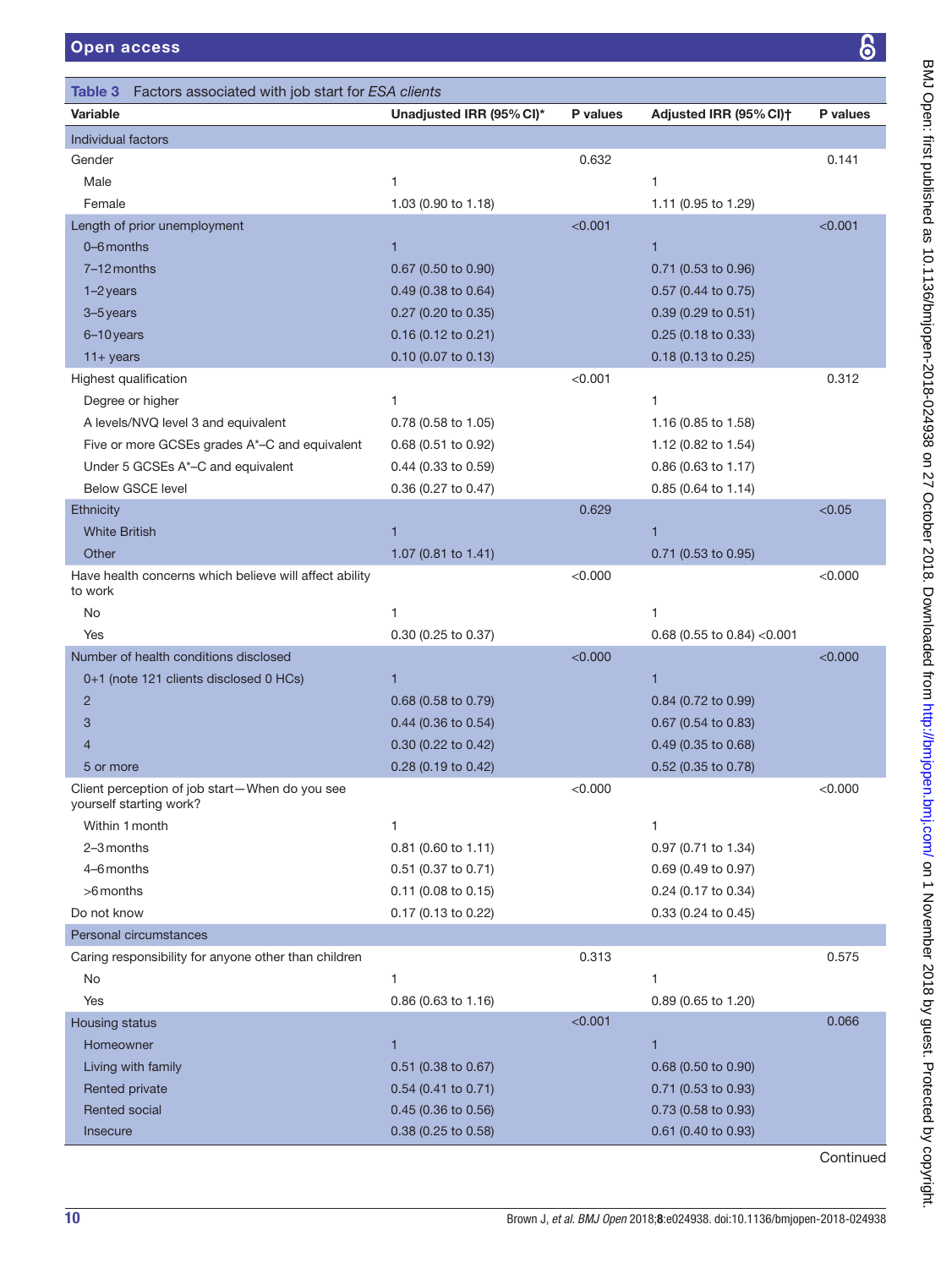**Table 3** Factors associated with job start for *ESA clients*

| Variable | Unadjusted IRR (95% CI)* | P values | Adjusted IRR (95% CI)† | P values |
|---|---|---|---|---|
| **Individual factors** | | | | |
| Gender | | 0.632 | | 0.141 |
| Male | 1 | | 1 | |
| Female | 1.03 (0.90 to 1.18) | | 1.11 (0.95 to 1.29) | |
| Length of prior unemployment | | <0.001 | | <0.001 |
| 0–6 months | 1 | | 1 | |
| 7–12 months | 0.67 (0.50 to 0.90) | | 0.71 (0.53 to 0.96) | |
| 1–2 years | 0.49 (0.38 to 0.64) | | 0.57 (0.44 to 0.75) | |
| 3–5 years | 0.27 (0.20 to 0.35) | | 0.39 (0.29 to 0.51) | |
| 6–10 years | 0.16 (0.12 to 0.21) | | 0.25 (0.18 to 0.33) | |
| 11+ years | 0.10 (0.07 to 0.13) | | 0.18 (0.13 to 0.25) | |
| Highest qualification | | <0.001 | | 0.312 |
| Degree or higher | 1 | | 1 | |
| A levels/NVQ level 3 and equivalent | 0.78 (0.58 to 1.05) | | 1.16 (0.85 to 1.58) | |
| Five or more GCSEs grades A*–C and equivalent | 0.68 (0.51 to 0.92) | | 1.12 (0.82 to 1.54) | |
| Under 5 GCSEs A*–C and equivalent | 0.44 (0.33 to 0.59) | | 0.86 (0.63 to 1.17) | |
| Below GSCE level | 0.36 (0.27 to 0.47) | | 0.85 (0.64 to 1.14) | |
| Ethnicity | | 0.629 | | <0.05 |
| White British | 1 | | 1 | |
| Other | 1.07 (0.81 to 1.41) | | 0.71 (0.53 to 0.95) | |
| Have health concerns which believe will affect ability to work | | <0.000 | | <0.000 |
| No | 1 | | 1 | |
| Yes | 0.30 (0.25 to 0.37) | | 0.68 (0.55 to 0.84) <0.001 | |
| Number of health conditions disclosed | | <0.000 | | <0.000 |
| 0+1 (note 121 clients disclosed 0 HCs) | 1 | | 1 | |
| 2 | 0.68 (0.58 to 0.79) | | 0.84 (0.72 to 0.99) | |
| 3 | 0.44 (0.36 to 0.54) | | 0.67 (0.54 to 0.83) | |
| 4 | 0.30 (0.22 to 0.42) | | 0.49 (0.35 to 0.68) | |
| 5 or more | 0.28 (0.19 to 0.42) | | 0.52 (0.35 to 0.78) | |
| Client perception of job start—When do you see yourself starting work? | | <0.000 | | <0.000 |
| Within 1 month | 1 | | 1 | |
| 2–3 months | 0.81 (0.60 to 1.11) | | 0.97 (0.71 to 1.34) | |
| 4–6 months | 0.51 (0.37 to 0.71) | | 0.69 (0.49 to 0.97) | |
| >6 months | 0.11 (0.08 to 0.15) | | 0.24 (0.17 to 0.34) | |
| Do not know | 0.17 (0.13 to 0.22) | | 0.33 (0.24 to 0.45) | |
| **Personal circumstances** | | | | |
| Caring responsibility for anyone other than children | | 0.313 | | 0.575 |
| No | 1 | | 1 | |
| Yes | 0.86 (0.63 to 1.16) | | 0.89 (0.65 to 1.20) | |
| Housing status | | <0.001 | | 0.066 |
| Homeowner | 1 | | 1 | |
| Living with family | 0.51 (0.38 to 0.67) | | 0.68 (0.50 to 0.90) | |
| Rented private | 0.54 (0.41 to 0.71) | | 0.71 (0.53 to 0.93) | |
| Rented social | 0.45 (0.36 to 0.56) | | 0.73 (0.58 to 0.93) | |
| Insecure | 0.38 (0.25 to 0.58) | | 0.61 (0.40 to 0.93) | |

Continued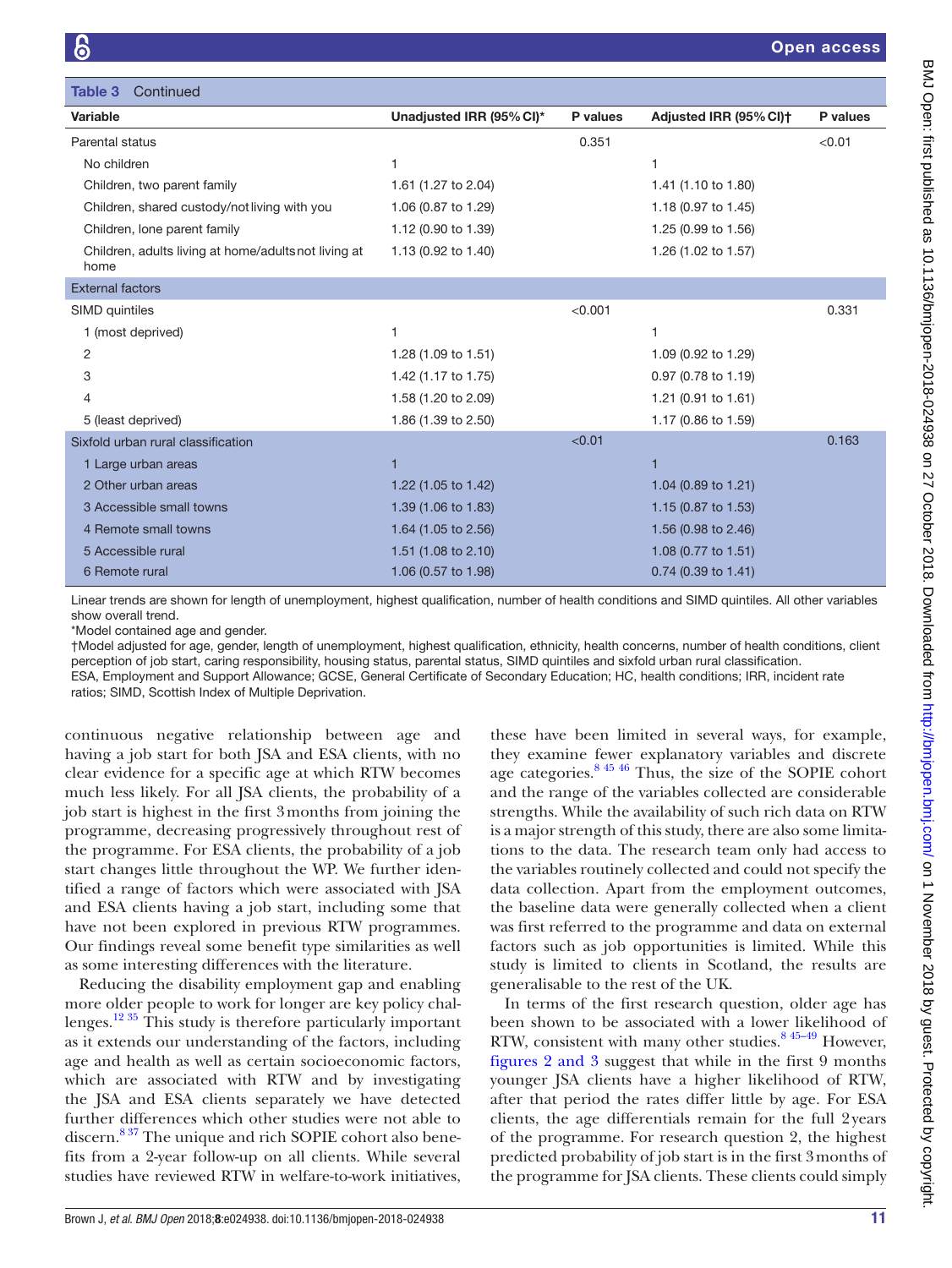Table 3 Continued

| Variable | Unadjusted IRR (95% CI)* | P values | Adjusted IRR (95% CI)† | P values |
|---|---|---|---|---|
| Parental status | | 0.351 | | <0.01 |
| No children | 1 | | 1 | |
| Children, two parent family | 1.61 (1.27 to 2.04) | | 1.41 (1.10 to 1.80) | |
| Children, shared custody/not living with you | 1.06 (0.87 to 1.29) | | 1.18 (0.97 to 1.45) | |
| Children, lone parent family | 1.12 (0.90 to 1.39) | | 1.25 (0.99 to 1.56) | |
| Children, adults living at home/adults not living at home | 1.13 (0.92 to 1.40) | | 1.26 (1.02 to 1.57) | |
| **External factors** | | | | |
| SIMD quintiles | | <0.001 | | 0.331 |
| 1 (most deprived) | 1 | | 1 | |
| 2 | 1.28 (1.09 to 1.51) | | 1.09 (0.92 to 1.29) | |
| 3 | 1.42 (1.17 to 1.75) | | 0.97 (0.78 to 1.19) | |
| 4 | 1.58 (1.20 to 2.09) | | 1.21 (0.91 to 1.61) | |
| 5 (least deprived) | 1.86 (1.39 to 2.50) | | 1.17 (0.86 to 1.59) | |
| Sixfold urban rural classification | | <0.01 | | 0.163 |
| 1 Large urban areas | 1 | | 1 | |
| 2 Other urban areas | 1.22 (1.05 to 1.42) | | 1.04 (0.89 to 1.21) | |
| 3 Accessible small towns | 1.39 (1.06 to 1.83) | | 1.15 (0.87 to 1.53) | |
| 4 Remote small towns | 1.64 (1.05 to 2.56) | | 1.56 (0.98 to 2.46) | |
| 5 Accessible rural | 1.51 (1.08 to 2.10) | | 1.08 (0.77 to 1.51) | |
| 6 Remote rural | 1.06 (0.57 to 1.98) | | 0.74 (0.39 to 1.41) | |

Linear trends are shown for length of unemployment, highest qualification, number of health conditions and SIMD quintiles. All other variables show overall trend.

*Model contained age and gender.

†Model adjusted for age, gender, length of unemployment, highest qualification, ethnicity, health concerns, number of health conditions, client perception of job start, caring responsibility, housing status, parental status, SIMD quintiles and sixfold urban rural classification.

ESA, Employment and Support Allowance; GCSE, General Certificate of Secondary Education; HC, health conditions; IRR, incident rate ratios; SIMD, Scottish Index of Multiple Deprivation.

continuous negative relationship between age and having a job start for both JSA and ESA clients, with no clear evidence for a specific age at which RTW becomes much less likely. For all JSA clients, the probability of a job start is highest in the first 3 months from joining the programme, decreasing progressively throughout rest of the programme. For ESA clients, the probability of a job start changes little throughout the WP. We further identified a range of factors which were associated with JSA and ESA clients having a job start, including some that have not been explored in previous RTW programmes. Our findings reveal some benefit type similarities as well as some interesting differences with the literature.

Reducing the disability employment gap and enabling more older people to work for longer are key policy challenges.[12 35] This study is therefore particularly important as it extends our understanding of the factors, including age and health as well as certain socioeconomic factors, which are associated with RTW and by investigating the JSA and ESA clients separately we have detected further differences which other studies were not able to discern.[8 37] The unique and rich SOPIE cohort also benefits from a 2-year follow-up on all clients. While several studies have reviewed RTW in welfare-to-work initiatives, these have been limited in several ways, for example, they examine fewer explanatory variables and discrete age categories.[8 45 46] Thus, the size of the SOPIE cohort and the range of the variables collected are considerable strengths. While the availability of such rich data on RTW is a major strength of this study, there are also some limitations to the data. The research team only had access to the variables routinely collected and could not specify the data collection. Apart from the employment outcomes, the baseline data were generally collected when a client was first referred to the programme and data on external factors such as job opportunities is limited. While this study is limited to clients in Scotland, the results are generalisable to the rest of the UK.

In terms of the first research question, older age has been shown to be associated with a lower likelihood of RTW, consistent with many other studies.[8 45–49] However, figures 2 and 3 suggest that while in the first 9 months younger JSA clients have a higher likelihood of RTW, after that period the rates differ little by age. For ESA clients, the age differentials remain for the full 2 years of the programme. For research question 2, the highest predicted probability of job start is in the first 3 months of the programme for JSA clients. These clients could simply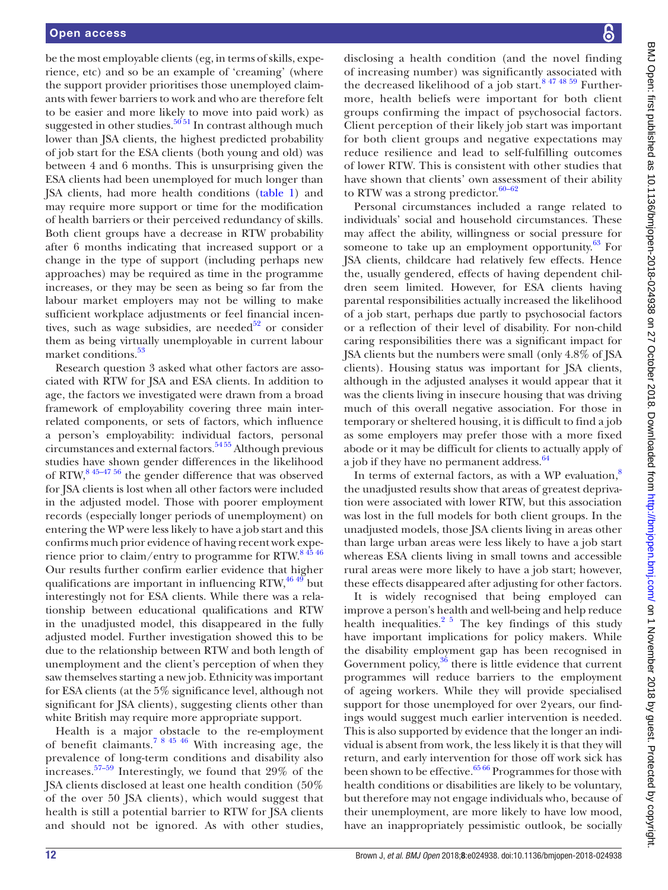be the most employable clients (eg, in terms of skills, experience, etc) and so be an example of 'creaming' (where the support provider prioritises those unemployed claimants with fewer barriers to work and who are therefore felt to be easier and more likely to move into paid work) as suggested in other studies.[50 51] In contrast although much lower than JSA clients, the highest predicted probability of job start for the ESA clients (both young and old) was between 4 and 6 months. This is unsurprising given the ESA clients had been unemployed for much longer than JSA clients, had more health conditions (table 1) and may require more support or time for the modification of health barriers or their perceived redundancy of skills. Both client groups have a decrease in RTW probability after 6 months indicating that increased support or a change in the type of support (including perhaps new approaches) may be required as time in the programme increases, or they may be seen as being so far from the labour market employers may not be willing to make sufficient workplace adjustments or feel financial incentives, such as wage subsidies, are needed[52] or consider them as being virtually unemployable in current labour market conditions.[53]

Research question 3 asked what other factors are associated with RTW for JSA and ESA clients. In addition to age, the factors we investigated were drawn from a broad framework of employability covering three main interrelated components, or sets of factors, which influence a person's employability: individual factors, personal circumstances and external factors.[54 55] Although previous studies have shown gender differences in the likelihood of RTW,[8 45–47 56] the gender difference that was observed for JSA clients is lost when all other factors were included in the adjusted model. Those with poorer employment records (especially longer periods of unemployment) on entering the WP were less likely to have a job start and this confirms much prior evidence of having recent work experience prior to claim/entry to programme for RTW.[8 45 46] Our results further confirm earlier evidence that higher qualifications are important in influencing RTW,[46 49] but interestingly not for ESA clients. While there was a relationship between educational qualifications and RTW in the unadjusted model, this disappeared in the fully adjusted model. Further investigation showed this to be due to the relationship between RTW and both length of unemployment and the client's perception of when they saw themselves starting a new job. Ethnicity was important for ESA clients (at the 5% significance level, although not significant for JSA clients), suggesting clients other than white British may require more appropriate support.

Health is a major obstacle to the re-employment of benefit claimants.[7 8 45 46] With increasing age, the prevalence of long-term conditions and disability also increases.[57–59] Interestingly, we found that 29% of the JSA clients disclosed at least one health condition (50% of the over 50 JSA clients), which would suggest that health is still a potential barrier to RTW for JSA clients and should not be ignored. As with other studies, disclosing a health condition (and the novel finding of increasing number) was significantly associated with the decreased likelihood of a job start.[8 47 48 59] Furthermore, health beliefs were important for both client groups confirming the impact of psychosocial factors. Client perception of their likely job start was important for both client groups and negative expectations may reduce resilience and lead to self-fulfilling outcomes of lower RTW. This is consistent with other studies that have shown that clients' own assessment of their ability to RTW was a strong predictor.[60–62]

Personal circumstances included a range related to individuals' social and household circumstances. These may affect the ability, willingness or social pressure for someone to take up an employment opportunity.[63] For JSA clients, childcare had relatively few effects. Hence the, usually gendered, effects of having dependent children seem limited. However, for ESA clients having parental responsibilities actually increased the likelihood of a job start, perhaps due partly to psychosocial factors or a reflection of their level of disability. For non-child caring responsibilities there was a significant impact for JSA clients but the numbers were small (only 4.8% of JSA clients). Housing status was important for JSA clients, although in the adjusted analyses it would appear that it was the clients living in insecure housing that was driving much of this overall negative association. For those in temporary or sheltered housing, it is difficult to find a job as some employers may prefer those with a more fixed abode or it may be difficult for clients to actually apply of a job if they have no permanent address.[64]

In terms of external factors, as with a WP evaluation,[8] the unadjusted results show that areas of greatest deprivation were associated with lower RTW, but this association was lost in the full models for both client groups. In the unadjusted models, those JSA clients living in areas other than large urban areas were less likely to have a job start whereas ESA clients living in small towns and accessible rural areas were more likely to have a job start; however, these effects disappeared after adjusting for other factors.

It is widely recognised that being employed can improve a person's health and well-being and help reduce health inequalities.[2 5] The key findings of this study have important implications for policy makers. While the disability employment gap has been recognised in Government policy,[36] there is little evidence that current programmes will reduce barriers to the employment of ageing workers. While they will provide specialised support for those unemployed for over 2 years, our findings would suggest much earlier intervention is needed. This is also supported by evidence that the longer an individual is absent from work, the less likely it is that they will return, and early intervention for those off work sick has been shown to be effective.[65 66] Programmes for those with health conditions or disabilities are likely to be voluntary, but therefore may not engage individuals who, because of their unemployment, are more likely to have low mood, have an inappropriately pessimistic outlook, be socially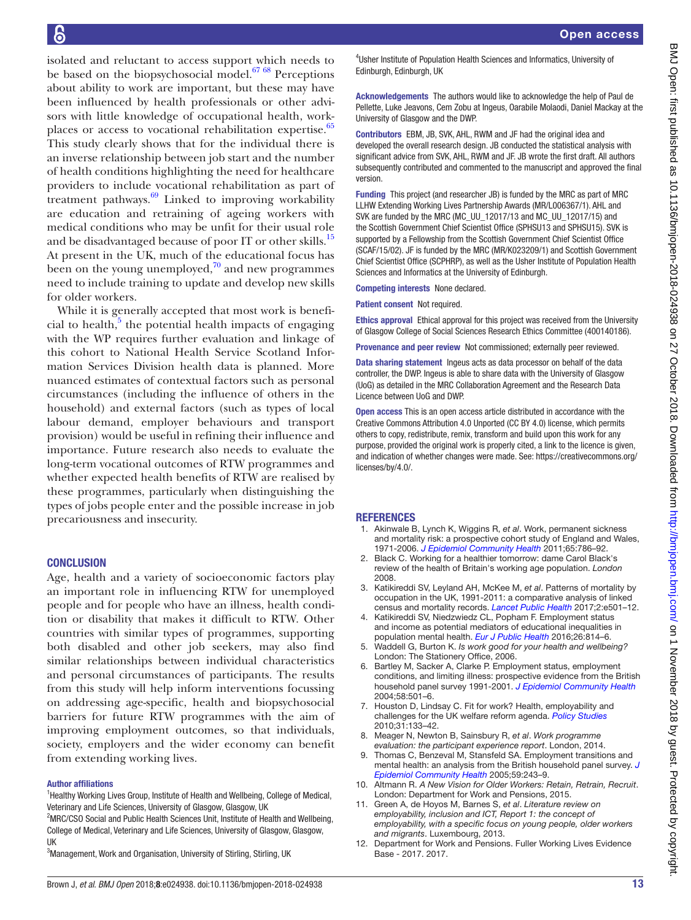isolated and reluctant to access support which needs to be based on the biopsychosocial model.[67 68] Perceptions about ability to work are important, but these may have been influenced by health professionals or other advisors with little knowledge of occupational health, workplaces or access to vocational rehabilitation expertise.[65] This study clearly shows that for the individual there is an inverse relationship between job start and the number of health conditions highlighting the need for healthcare providers to include vocational rehabilitation as part of treatment pathways.[69] Linked to improving workability are education and retraining of ageing workers with medical conditions who may be unfit for their usual role and be disadvantaged because of poor IT or other skills.[15] At present in the UK, much of the educational focus has been on the young unemployed,[70] and new programmes need to include training to update and develop new skills for older workers.

While it is generally accepted that most work is beneficial to health,[5] the potential health impacts of engaging with the WP requires further evaluation and linkage of this cohort to National Health Service Scotland Information Services Division health data is planned. More nuanced estimates of contextual factors such as personal circumstances (including the influence of others in the household) and external factors (such as types of local labour demand, employer behaviours and transport provision) would be useful in refining their influence and importance. Future research also needs to evaluate the long-term vocational outcomes of RTW programmes and whether expected health benefits of RTW are realised by these programmes, particularly when distinguishing the types of jobs people enter and the possible increase in job precariousness and insecurity.

## CONCLUSION

Age, health and a variety of socioeconomic factors play an important role in influencing RTW for unemployed people and for people who have an illness, health condition or disability that makes it difficult to RTW. Other countries with similar types of programmes, supporting both disabled and other job seekers, may also find similar relationships between individual characteristics and personal circumstances of participants. The results from this study will help inform interventions focussing on addressing age-specific, health and biopsychosocial barriers for future RTW programmes with the aim of improving employment outcomes, so that individuals, society, employers and the wider economy can benefit from extending working lives.

#### Author affiliations

[1]Healthy Working Lives Group, Institute of Health and Wellbeing, College of Medical, Veterinary and Life Sciences, University of Glasgow, Glasgow, UK
[2]MRC/CSO Social and Public Health Sciences Unit, Institute of Health and Wellbeing, College of Medical, Veterinary and Life Sciences, University of Glasgow, Glasgow, UK
[3]Management, Work and Organisation, University of Stirling, Stirling, UK
[4]Usher Institute of Population Health Sciences and Informatics, University of Edinburgh, Edinburgh, UK

**Acknowledgements** The authors would like to acknowledge the help of Paul de Pellette, Luke Jeavons, Cem Zobu at Ingeus, Oarabile Molaodi, Daniel Mackay at the University of Glasgow and the DWP.

**Contributors** EBM, JB, SVK, AHL, RWM and JF had the original idea and developed the overall research design. JB conducted the statistical analysis with significant advice from SVK, AHL, RWM and JF. JB wrote the first draft. All authors subsequently contributed and commented to the manuscript and approved the final version.

**Funding** This project (and researcher JB) is funded by the MRC as part of MRC LLHW Extending Working Lives Partnership Awards (MR/L006367/1). AHL and SVK are funded by the MRC (MC_UU_12017/13 and MC_UU_12017/15) and the Scottish Government Chief Scientist Office (SPHSU13 and SPHSU15). SVK is supported by a Fellowship from the Scottish Government Chief Scientist Office (SCAF/15/02). JF is funded by the MRC (MR/K023209/1) and Scottish Government Chief Scientist Office (SCPHRP), as well as the Usher Institute of Population Health Sciences and Informatics at the University of Edinburgh.

**Competing interests** None declared.

**Patient consent** Not required.

**Ethics approval** Ethical approval for this project was received from the University of Glasgow College of Social Sciences Research Ethics Committee (400140186).

**Provenance and peer review** Not commissioned; externally peer reviewed.

**Data sharing statement** Ingeus acts as data processor on behalf of the data controller, the DWP. Ingeus is able to share data with the University of Glasgow (UoG) as detailed in the MRC Collaboration Agreement and the Research Data Licence between UoG and DWP.

**Open access** This is an open access article distributed in accordance with the Creative Commons Attribution 4.0 Unported (CC BY 4.0) license, which permits others to copy, redistribute, remix, transform and build upon this work for any purpose, provided the original work is properly cited, a link to the licence is given, and indication of whether changes were made. See: https://creativecommons.org/licenses/by/4.0/.

## REFERENCES

1. Akinwale B, Lynch K, Wiggins R, *et al*. Work, permanent sickness and mortality risk: a prospective cohort study of England and Wales, 1971-2006. *J Epidemiol Community Health* 2011;65:786–92.
2. Black C. Working for a healthier tomorrow: dame Carol Black's review of the health of Britain's working age population. *London* 2008.
3. Katikireddi SV, Leyland AH, McKee M, *et al*. Patterns of mortality by occupation in the UK, 1991-2011: a comparative analysis of linked census and mortality records. *Lancet Public Health* 2017;2:e501–12.
4. Katikireddi SV, Niedzwiedz CL, Popham F. Employment status and income as potential mediators of educational inequalities in population mental health. *Eur J Public Health* 2016;26:814–6.
5. Waddell G, Burton K. *Is work good for your health and wellbeing?* London: The Stationery Office, 2006.
6. Bartley M, Sacker A, Clarke P. Employment status, employment conditions, and limiting illness: prospective evidence from the British household panel survey 1991-2001. *J Epidemiol Community Health* 2004;58:501–6.
7. Houston D, Lindsay C. Fit for work? Health, employability and challenges for the UK welfare reform agenda. *Policy Studies* 2010;31:133–42.
8. Meager N, Newton B, Sainsbury R, *et al*. *Work programme evaluation: the participant experience report*. London, 2014.
9. Thomas C, Benzeval M, Stansfeld SA. Employment transitions and mental health: an analysis from the British household panel survey. *J Epidemiol Community Health* 2005;59:243–9.
10. Altmann R. *A New Vision for Older Workers: Retain, Retrain, Recruit*. London: Department for Work and Pensions, 2015.
11. Green A, de Hoyos M, Barnes S, *et al*. *Literature review on employability, inclusion and ICT, Report 1: the concept of employability, with a specific focus on young people, older workers and migrants*. Luxembourg, 2013.
12. Department for Work and Pensions. Fuller Working Lives Evidence Base - 2017. 2017.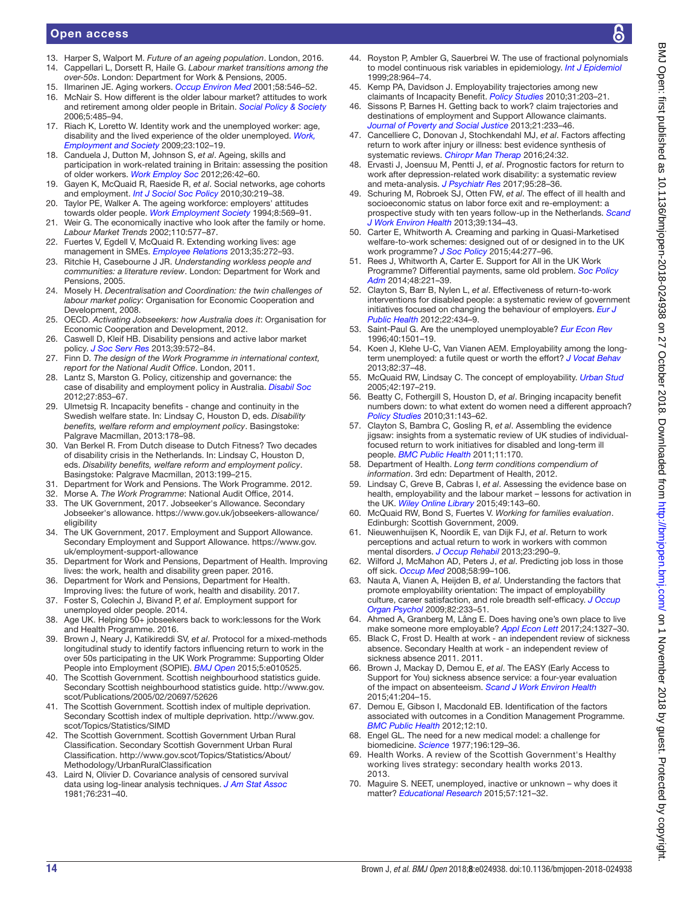13. Harper S, Walport M. *Future of an ageing population*. London, 2016.
14. Cappellari L, Dorsett R, Haile G. *Labour market transitions among the over-50s*. London: Department for Work & Pensions, 2005.
15. Ilmarinen JE. Aging workers. *Occup Environ Med* 2001;58:546–52.
16. McNair S. How different is the older labour market? attitudes to work and retirement among older people in Britain. *Social Policy & Society* 2006;5:485–94.
17. Riach K, Loretto W. Identity work and the unemployed worker: age, disability and the lived experience of the older unemployed. *Work, Employment and Society* 2009;23:102–19.
18. Canduela J, Dutton M, Johnson S, *et al*. Ageing, skills and participation in work-related training in Britain: assessing the position of older workers. *Work Employ Soc* 2012;26:42–60.
19. Gayen K, McQuaid R, Raeside R, *et al*. Social networks, age cohorts and employment. *Int J Sociol Soc Policy* 2010;30:219–38.
20. Taylor PE, Walker A. The ageing workforce: employers' attitudes towards older people. *Work Employment Society* 1994;8:569–91.
21. Weir G. The economically inactive who look after the family or home. *Labour Market Trends* 2002;110:577–87.
22. Fuertes V, Egdell V, McQuaid R. Extending working lives: age management in SMEs. *Employee Relations* 2013;35:272–93.
23. Ritchie H, Casebourne J JR. *Understanding workless people and communities: a literature review*. London: Department for Work and Pensions, 2005.
24. Mosely H. *Decentralisation and Coordination: the twin challenges of labour market policy*: Organisation for Economic Cooperation and Development, 2008.
25. OECD. *Activating Jobseekers: how Australia does it*: Organisation for Economic Cooperation and Development, 2012.
26. Caswell D, Kleif HB. Disability pensions and active labor market policy. *J Soc Serv Res* 2013;39:572–84.
27. Finn D. *The design of the Work Programme in international context, report for the National Audit Office*. London, 2011.
28. Lantz S, Marston G. Policy, citizenship and governance: the case of disability and employment policy in Australia. *Disabil Soc* 2012;27:853–67.
29. Ulmetsig R. Incapacity benefits - change and continuity in the Swedish welfare state. In: Lindsay C, Houston D, eds. *Disability benefits, welfare reform and employment policy*. Basingstoke: Palgrave Macmillan, 2013:178–98.
30. Van Berkel R. From Dutch disease to Dutch Fitness? Two decades of disability crisis in the Netherlands. In: Lindsay C, Houston D, eds. *Disability benefits, welfare reform and employment policy*. Basingstoke: Palgrave Macmillan, 2013:199–215.
31. Department for Work and Pensions. The Work Programme. 2012.
32. Morse A. *The Work Programme*: National Audit Office, 2014.
33. The UK Government, 2017. Jobseeker's Allowance. Secondary Jobseeker's allowance. https://www.gov.uk/jobseekers-allowance/eligibility
34. The UK Government, 2017. Employment and Support Allowance. Secondary Employment and Support Allowance. https://www.gov.uk/employment-support-allowance
35. Department for Work and Pensions, Department of Health. Improving lives: the work, health and disability green paper. 2016.
36. Department for Work and Pensions, Department for Health. Improving lives: the future of work, health and disability. 2017.
37. Foster S, Colechin J, Bivand P, *et al*. Employment support for unemployed older people. 2014.
38. Age UK. Helping 50+ jobseekers back to work:lessons for the Work and Health Programme. 2016.
39. Brown J, Neary J, Katikireddi SV, *et al*. Protocol for a mixed-methods longitudinal study to identify factors influencing return to work in the over 50s participating in the UK Work Programme: Supporting Older People into Employment (SOPIE). *BMJ Open* 2015;5:e010525.
40. The Scottish Government. Scottish neighbourhood statistics guide. Secondary Scottish neighbourhood statistics guide. http://www.gov.scot/Publications/2005/02/20697/52626
41. The Scottish Government. Scottish index of multiple deprivation. Secondary Scottish index of multiple deprivation. http://www.gov.scot/Topics/Statistics/SIMD
42. The Scottish Government. Scottish Government Urban Rural Classification. Secondary Scottish Government Urban Rural Classification. http://www.gov.scot/Topics/Statistics/About/Methodology/UrbanRuralClassification
43. Laird N, Olivier D. Covariance analysis of censored survival data using log-linear analysis techniques. *J Am Stat Assoc* 1981;76:231–40.
44. Royston P, Ambler G, Sauerbrei W. The use of fractional polynomials to model continuous risk variables in epidemiology. *Int J Epidemiol* 1999;28:964–74.
45. Kemp PA, Davidson J. Employability trajectories among new claimants of Incapacity Benefit. *Policy Studies* 2010;31:203–21.
46. Sissons P, Barnes H. Getting back to work? claim trajectories and destinations of employment and Support Allowance claimants. *Journal of Poverty and Social Justice* 2013;21:233–46.
47. Cancelliere C, Donovan J, Stochkendahl MJ, *et al*. Factors affecting return to work after injury or illness: best evidence synthesis of systematic reviews. *Chiropr Man Therap* 2016;24:32.
48. Ervasti J, Joensuu M, Pentti J, *et al*. Prognostic factors for return to work after depression-related work disability: a systematic review and meta-analysis. *J Psychiatr Res* 2017;95:28–36.
49. Schuring M, Robroek SJ, Otten FW, *et al*. The effect of ill health and socioeconomic status on labor force exit and re-employment: a prospective study with ten years follow-up in the Netherlands. *Scand J Work Environ Health* 2013;39:134–43.
50. Carter E, Whitworth A. Creaming and parking in Quasi-Marketised welfare-to-work schemes: designed out of or designed in to the UK work programme? *J Soc Policy* 2015;44:277–96.
51. Rees J, Whitworth A, Carter E. Support for All in the UK Work Programme? Differential payments, same old problem. *Soc Policy Adm* 2014;48:221–39.
52. Clayton S, Barr B, Nylen L, *et al*. Effectiveness of return-to-work interventions for disabled people: a systematic review of government initiatives focused on changing the behaviour of employers. *Eur J Public Health* 2012;22:434–9.
53. Saint-Paul G. Are the unemployed unemployable? *Eur Econ Rev* 1996;40:1501–19.
54. Koen J, Klehe U-C, Van Vianen AEM. Employability among the long-term unemployed: a futile quest or worth the effort? *J Vocat Behav* 2013;82:37–48.
55. McQuaid RW, Lindsay C. The concept of employability. *Urban Stud* 2005;42:197–219.
56. Beatty C, Fothergill S, Houston D, *et al*. Bringing incapacity benefit numbers down: to what extent do women need a different approach? *Policy Studies* 2010;31:143–62.
57. Clayton S, Bambra C, Gosling R, *et al*. Assembling the evidence jigsaw: insights from a systematic review of UK studies of individual-focused return to work initiatives for disabled and long-term ill people. *BMC Public Health* 2011;11:170.
58. Department of Health. *Long term conditions compendium of information*. 3rd edn: Department of Health, 2012.
59. Lindsay C, Greve B, Cabras I, *et al*. Assessing the evidence base on health, employability and the labour market – lessons for activation in the UK. *Wiley Online Library* 2015;49:143–60.
60. McQuaid RW, Bond S, Fuertes V. *Working for families evaluation*. Edinburgh: Scottish Government, 2009.
61. Nieuwenhuijsen K, Noordik E, van Dijk FJ, *et al*. Return to work perceptions and actual return to work in workers with common mental disorders. *J Occup Rehabil* 2013;23:290–9.
62. Wilford J, McMahon AD, Peters J, *et al*. Predicting job loss in those off sick. *Occup Med* 2008;58:99–106.
63. Nauta A, Vianen A, Heijden B, *et al*. Understanding the factors that promote employability orientation: The impact of employability culture, career satisfaction, and role breadth self-efficacy. *J Occup Organ Psychol* 2009;82:233–51.
64. Ahmed A, Granberg M, Lång E. Does having one's own place to live make someone more employable? *Appl Econ Lett* 2017;24:1327–30.
65. Black C, Frost D. Health at work - an independent review of sickness absence. Secondary Health at work - an independent review of sickness absence 2011. 2011.
66. Brown J, Mackay D, Demou E, *et al*. The EASY (Early Access to Support for You) sickness absence service: a four-year evaluation of the impact on absenteeism. *Scand J Work Environ Health* 2015;41:204–15.
67. Demou E, Gibson I, Macdonald EB. Identification of the factors associated with outcomes in a Condition Management Programme. *BMC Public Health* 2012;12:10.
68. Engel GL. The need for a new medical model: a challenge for biomedicine. *Science* 1977;196:129–36.
69. Health Works. A review of the Scottish Government's Healthy working lives strategy: secondary health works 2013. 2013.
70. Maguire S. NEET, unemployed, inactive or unknown – why does it matter? *Educational Research* 2015;57:121–32.